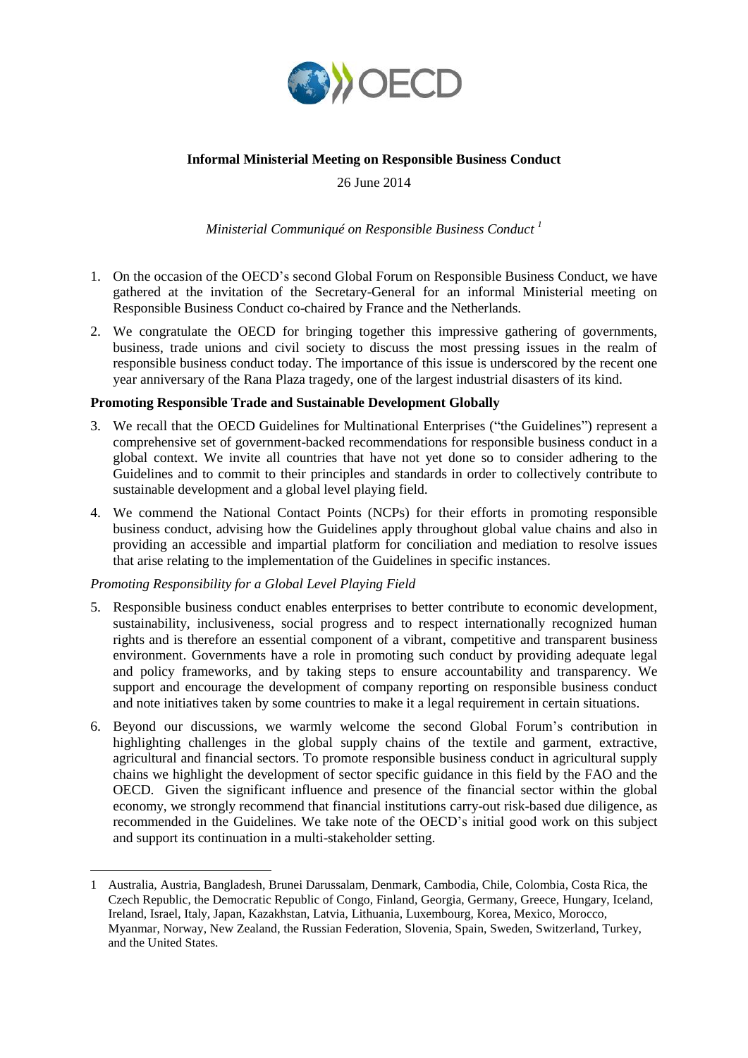**Informal Ministerial Meeting on Responsible Business Conduct**

26 June 2014

*Ministerial Communiqué on Responsible Business Conduct* [1]

1. On the occasion of the OECD's second Global Forum on Responsible Business Conduct, we have gathered at the invitation of the Secretary-General for an informal Ministerial meeting on Responsible Business Conduct co-chaired by France and the Netherlands.

2. We congratulate the OECD for bringing together this impressive gathering of governments, business, trade unions and civil society to discuss the most pressing issues in the realm of responsible business conduct today. The importance of this issue is underscored by the recent one year anniversary of the Rana Plaza tragedy, one of the largest industrial disasters of its kind.

## Promoting Responsible Trade and Sustainable Development Globally

3. We recall that the OECD Guidelines for Multinational Enterprises ("the Guidelines") represent a comprehensive set of government-backed recommendations for responsible business conduct in a global context. We invite all countries that have not yet done so to consider adhering to the Guidelines and to commit to their principles and standards in order to collectively contribute to sustainable development and a global level playing field.

4. We commend the National Contact Points (NCPs) for their efforts in promoting responsible business conduct, advising how the Guidelines apply throughout global value chains and also in providing an accessible and impartial platform for conciliation and mediation to resolve issues that arise relating to the implementation of the Guidelines in specific instances.

### *Promoting Responsibility for a Global Level Playing Field*

5. Responsible business conduct enables enterprises to better contribute to economic development, sustainability, inclusiveness, social progress and to respect internationally recognized human rights and is therefore an essential component of a vibrant, competitive and transparent business environment. Governments have a role in promoting such conduct by providing adequate legal and policy frameworks, and by taking steps to ensure accountability and transparency. We support and encourage the development of company reporting on responsible business conduct and note initiatives taken by some countries to make it a legal requirement in certain situations.

6. Beyond our discussions, we warmly welcome the second Global Forum's contribution in highlighting challenges in the global supply chains of the textile and garment, extractive, agricultural and financial sectors. To promote responsible business conduct in agricultural supply chains we highlight the development of sector specific guidance in this field by the FAO and the OECD. Given the significant influence and presence of the financial sector within the global economy, we strongly recommend that financial institutions carry-out risk-based due diligence, as recommended in the Guidelines. We take note of the OECD's initial good work on this subject and support its continuation in a multi-stakeholder setting.

---

1 Australia, Austria, Bangladesh, Brunei Darussalam, Denmark, Cambodia, Chile, Colombia, Costa Rica, the Czech Republic, the Democratic Republic of Congo, Finland, Georgia, Germany, Greece, Hungary, Iceland, Ireland, Israel, Italy, Japan, Kazakhstan, Latvia, Lithuania, Luxembourg, Korea, Mexico, Morocco, Myanmar, Norway, New Zealand, the Russian Federation, Slovenia, Spain, Sweden, Switzerland, Turkey, and the United States.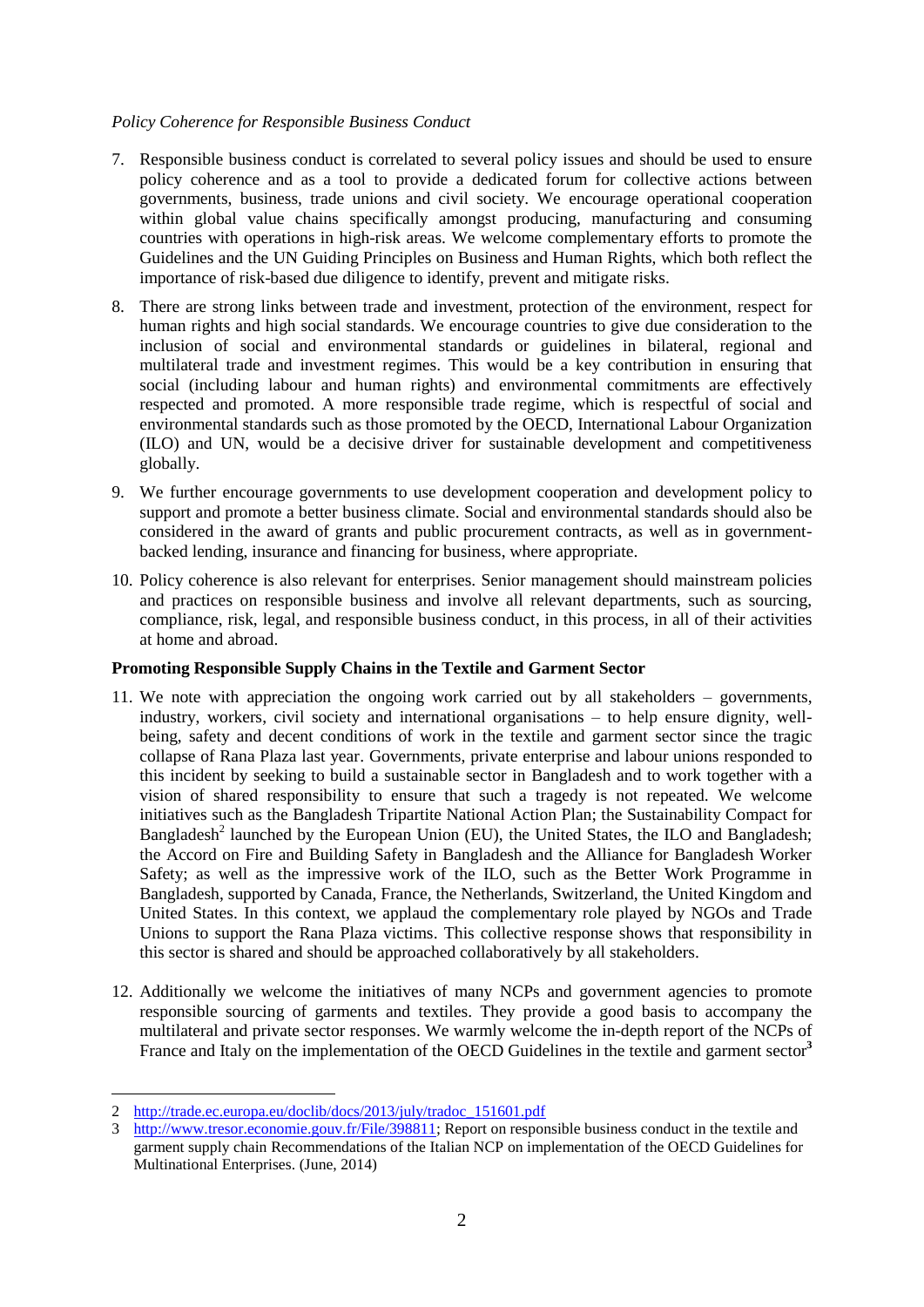*Policy Coherence for Responsible Business Conduct*

7. Responsible business conduct is correlated to several policy issues and should be used to ensure policy coherence and as a tool to provide a dedicated forum for collective actions between governments, business, trade unions and civil society. We encourage operational cooperation within global value chains specifically amongst producing, manufacturing and consuming countries with operations in high-risk areas. We welcome complementary efforts to promote the Guidelines and the UN Guiding Principles on Business and Human Rights, which both reflect the importance of risk-based due diligence to identify, prevent and mitigate risks.

8. There are strong links between trade and investment, protection of the environment, respect for human rights and high social standards. We encourage countries to give due consideration to the inclusion of social and environmental standards or guidelines in bilateral, regional and multilateral trade and investment regimes. This would be a key contribution in ensuring that social (including labour and human rights) and environmental commitments are effectively respected and promoted. A more responsible trade regime, which is respectful of social and environmental standards such as those promoted by the OECD, International Labour Organization (ILO) and UN, would be a decisive driver for sustainable development and competitiveness globally.

9. We further encourage governments to use development cooperation and development policy to support and promote a better business climate. Social and environmental standards should also be considered in the award of grants and public procurement contracts, as well as in government-backed lending, insurance and financing for business, where appropriate.

10. Policy coherence is also relevant for enterprises. Senior management should mainstream policies and practices on responsible business and involve all relevant departments, such as sourcing, compliance, risk, legal, and responsible business conduct, in this process, in all of their activities at home and abroad.

**Promoting Responsible Supply Chains in the Textile and Garment Sector**

11. We note with appreciation the ongoing work carried out by all stakeholders – governments, industry, workers, civil society and international organisations – to help ensure dignity, well-being, safety and decent conditions of work in the textile and garment sector since the tragic collapse of Rana Plaza last year. Governments, private enterprise and labour unions responded to this incident by seeking to build a sustainable sector in Bangladesh and to work together with a vision of shared responsibility to ensure that such a tragedy is not repeated. We welcome initiatives such as the Bangladesh Tripartite National Action Plan; the Sustainability Compact for Bangladesh[2] launched by the European Union (EU), the United States, the ILO and Bangladesh; the Accord on Fire and Building Safety in Bangladesh and the Alliance for Bangladesh Worker Safety; as well as the impressive work of the ILO, such as the Better Work Programme in Bangladesh, supported by Canada, France, the Netherlands, Switzerland, the United Kingdom and United States. In this context, we applaud the complementary role played by NGOs and Trade Unions to support the Rana Plaza victims. This collective response shows that responsibility in this sector is shared and should be approached collaboratively by all stakeholders.

12. Additionally we welcome the initiatives of many NCPs and government agencies to promote responsible sourcing of garments and textiles. They provide a good basis to accompany the multilateral and private sector responses. We warmly welcome the in-depth report of the NCPs of France and Italy on the implementation of the OECD Guidelines in the textile and garment sector[3]

---

2 http://trade.ec.europa.eu/doclib/docs/2013/july/tradoc_151601.pdf

3 http://www.tresor.economie.gouv.fr/File/398811; Report on responsible business conduct in the textile and garment supply chain Recommendations of the Italian NCP on implementation of the OECD Guidelines for Multinational Enterprises. (June, 2014)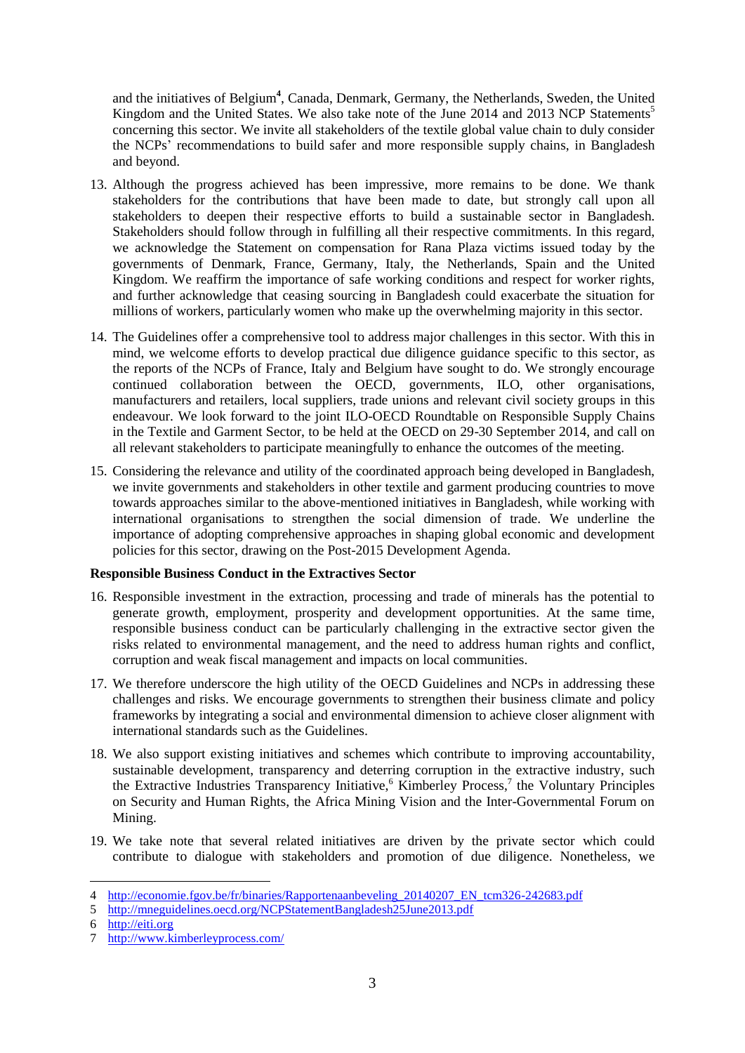and the initiatives of Belgium[4], Canada, Denmark, Germany, the Netherlands, Sweden, the United Kingdom and the United States. We also take note of the June 2014 and 2013 NCP Statements[5] concerning this sector. We invite all stakeholders of the textile global value chain to duly consider the NCPs' recommendations to build safer and more responsible supply chains, in Bangladesh and beyond.

13. Although the progress achieved has been impressive, more remains to be done. We thank stakeholders for the contributions that have been made to date, but strongly call upon all stakeholders to deepen their respective efforts to build a sustainable sector in Bangladesh. Stakeholders should follow through in fulfilling all their respective commitments. In this regard, we acknowledge the Statement on compensation for Rana Plaza victims issued today by the governments of Denmark, France, Germany, Italy, the Netherlands, Spain and the United Kingdom. We reaffirm the importance of safe working conditions and respect for worker rights, and further acknowledge that ceasing sourcing in Bangladesh could exacerbate the situation for millions of workers, particularly women who make up the overwhelming majority in this sector.

14. The Guidelines offer a comprehensive tool to address major challenges in this sector. With this in mind, we welcome efforts to develop practical due diligence guidance specific to this sector, as the reports of the NCPs of France, Italy and Belgium have sought to do. We strongly encourage continued collaboration between the OECD, governments, ILO, other organisations, manufacturers and retailers, local suppliers, trade unions and relevant civil society groups in this endeavour. We look forward to the joint ILO-OECD Roundtable on Responsible Supply Chains in the Textile and Garment Sector, to be held at the OECD on 29-30 September 2014, and call on all relevant stakeholders to participate meaningfully to enhance the outcomes of the meeting.

15. Considering the relevance and utility of the coordinated approach being developed in Bangladesh, we invite governments and stakeholders in other textile and garment producing countries to move towards approaches similar to the above-mentioned initiatives in Bangladesh, while working with international organisations to strengthen the social dimension of trade. We underline the importance of adopting comprehensive approaches in shaping global economic and development policies for this sector, drawing on the Post-2015 Development Agenda.

**Responsible Business Conduct in the Extractives Sector**

16. Responsible investment in the extraction, processing and trade of minerals has the potential to generate growth, employment, prosperity and development opportunities. At the same time, responsible business conduct can be particularly challenging in the extractive sector given the risks related to environmental management, and the need to address human rights and conflict, corruption and weak fiscal management and impacts on local communities.

17. We therefore underscore the high utility of the OECD Guidelines and NCPs in addressing these challenges and risks. We encourage governments to strengthen their business climate and policy frameworks by integrating a social and environmental dimension to achieve closer alignment with international standards such as the Guidelines.

18. We also support existing initiatives and schemes which contribute to improving accountability, sustainable development, transparency and deterring corruption in the extractive industry, such the Extractive Industries Transparency Initiative,[6] Kimberley Process,[7] the Voluntary Principles on Security and Human Rights, the Africa Mining Vision and the Inter-Governmental Forum on Mining.

19. We take note that several related initiatives are driven by the private sector which could contribute to dialogue with stakeholders and promotion of due diligence. Nonetheless, we

---

4 http://economie.fgov.be/fr/binaries/Rapportenaanbeveling_20140207_EN_tcm326-242683.pdf

5 http://mneguidelines.oecd.org/NCPStatementBangladesh25June2013.pdf

6 http://eiti.org

7 http://www.kimberleyprocess.com/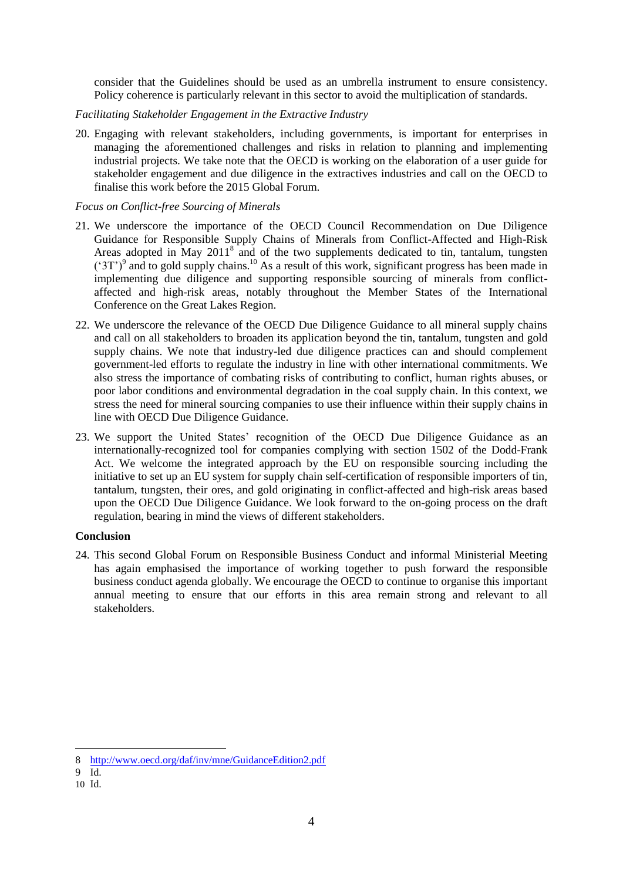consider that the Guidelines should be used as an umbrella instrument to ensure consistency. Policy coherence is particularly relevant in this sector to avoid the multiplication of standards.

*Facilitating Stakeholder Engagement in the Extractive Industry*

20. Engaging with relevant stakeholders, including governments, is important for enterprises in managing the aforementioned challenges and risks in relation to planning and implementing industrial projects. We take note that the OECD is working on the elaboration of a user guide for stakeholder engagement and due diligence in the extractives industries and call on the OECD to finalise this work before the 2015 Global Forum.

*Focus on Conflict-free Sourcing of Minerals*

21. We underscore the importance of the OECD Council Recommendation on Due Diligence Guidance for Responsible Supply Chains of Minerals from Conflict-Affected and High-Risk Areas adopted in May 2011[8] and of the two supplements dedicated to tin, tantalum, tungsten ('3T')[9] and to gold supply chains.[10] As a result of this work, significant progress has been made in implementing due diligence and supporting responsible sourcing of minerals from conflict-affected and high-risk areas, notably throughout the Member States of the International Conference on the Great Lakes Region.

22. We underscore the relevance of the OECD Due Diligence Guidance to all mineral supply chains and call on all stakeholders to broaden its application beyond the tin, tantalum, tungsten and gold supply chains. We note that industry-led due diligence practices can and should complement government-led efforts to regulate the industry in line with other international commitments. We also stress the importance of combating risks of contributing to conflict, human rights abuses, or poor labor conditions and environmental degradation in the coal supply chain. In this context, we stress the need for mineral sourcing companies to use their influence within their supply chains in line with OECD Due Diligence Guidance.

23. We support the United States' recognition of the OECD Due Diligence Guidance as an internationally-recognized tool for companies complying with section 1502 of the Dodd-Frank Act. We welcome the integrated approach by the EU on responsible sourcing including the initiative to set up an EU system for supply chain self-certification of responsible importers of tin, tantalum, tungsten, their ores, and gold originating in conflict-affected and high-risk areas based upon the OECD Due Diligence Guidance. We look forward to the on-going process on the draft regulation, bearing in mind the views of different stakeholders.

**Conclusion**

24. This second Global Forum on Responsible Business Conduct and informal Ministerial Meeting has again emphasised the importance of working together to push forward the responsible business conduct agenda globally. We encourage the OECD to continue to organise this important annual meeting to ensure that our efforts in this area remain strong and relevant to all stakeholders.

---

8 http://www.oecd.org/daf/inv/mne/GuidanceEdition2.pdf

9 Id.

10 Id.